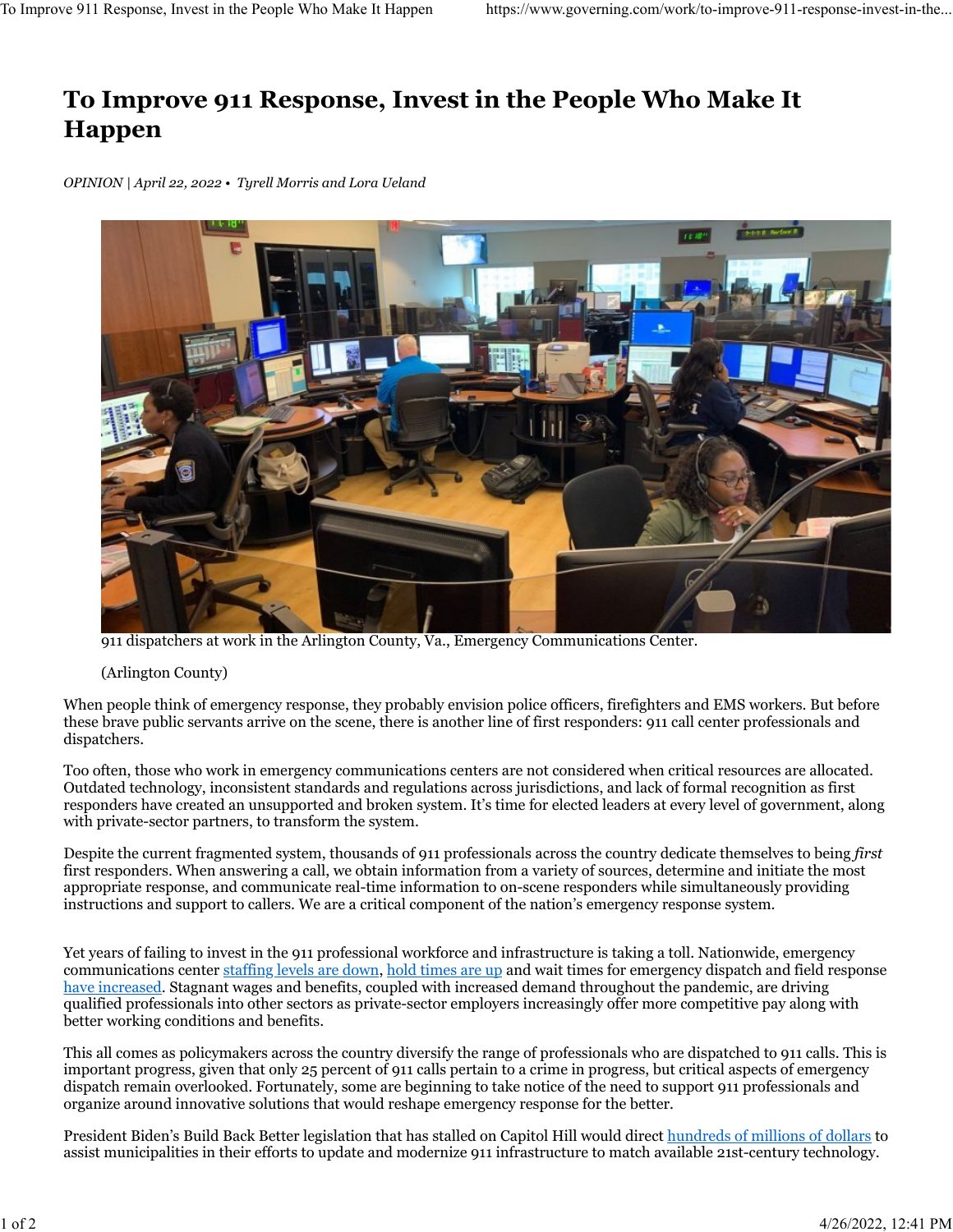# To Improve 911 Response, Invest in the People Who Make It Happen

*OPINION | April 22, 2022 • Tyrell Morris and Lora Ueland*

911 dispatchers at work in the Arlington County, Va., Emergency Communications Center.

(Arlington County)

When people think of emergency response, they probably envision police officers, firefighters and EMS workers. But before these brave public servants arrive on the scene, there is another line of first responders: 911 call center professionals and dispatchers.

Too often, those who work in emergency communications centers are not considered when critical resources are allocated. Outdated technology, inconsistent standards and regulations across jurisdictions, and lack of formal recognition as first responders have created an unsupported and broken system. It's time for elected leaders at every level of government, along with private-sector partners, to transform the system.

Despite the current fragmented system, thousands of 911 professionals across the country dedicate themselves to being *first* first responders. When answering a call, we obtain information from a variety of sources, determine and initiate the most appropriate response, and communicate real-time information to on-scene responders while simultaneously providing instructions and support to callers. We are a critical component of the nation's emergency response system.

Yet years of failing to invest in the 911 professional workforce and infrastructure is taking a toll. Nationwide, emergency communications center staffing levels are down, hold times are up and wait times for emergency dispatch and field response have increased. Stagnant wages and benefits, coupled with increased demand throughout the pandemic, are driving qualified professionals into other sectors as private-sector employers increasingly offer more competitive pay along with better working conditions and benefits.

This all comes as policymakers across the country diversify the range of professionals who are dispatched to 911 calls. This is important progress, given that only 25 percent of 911 calls pertain to a crime in progress, but critical aspects of emergency dispatch remain overlooked. Fortunately, some are beginning to take notice of the need to support 911 professionals and organize around innovative solutions that would reshape emergency response for the better.

President Biden's Build Back Better legislation that has stalled on Capitol Hill would direct hundreds of millions of dollars to assist municipalities in their efforts to update and modernize 911 infrastructure to match available 21st-century technology.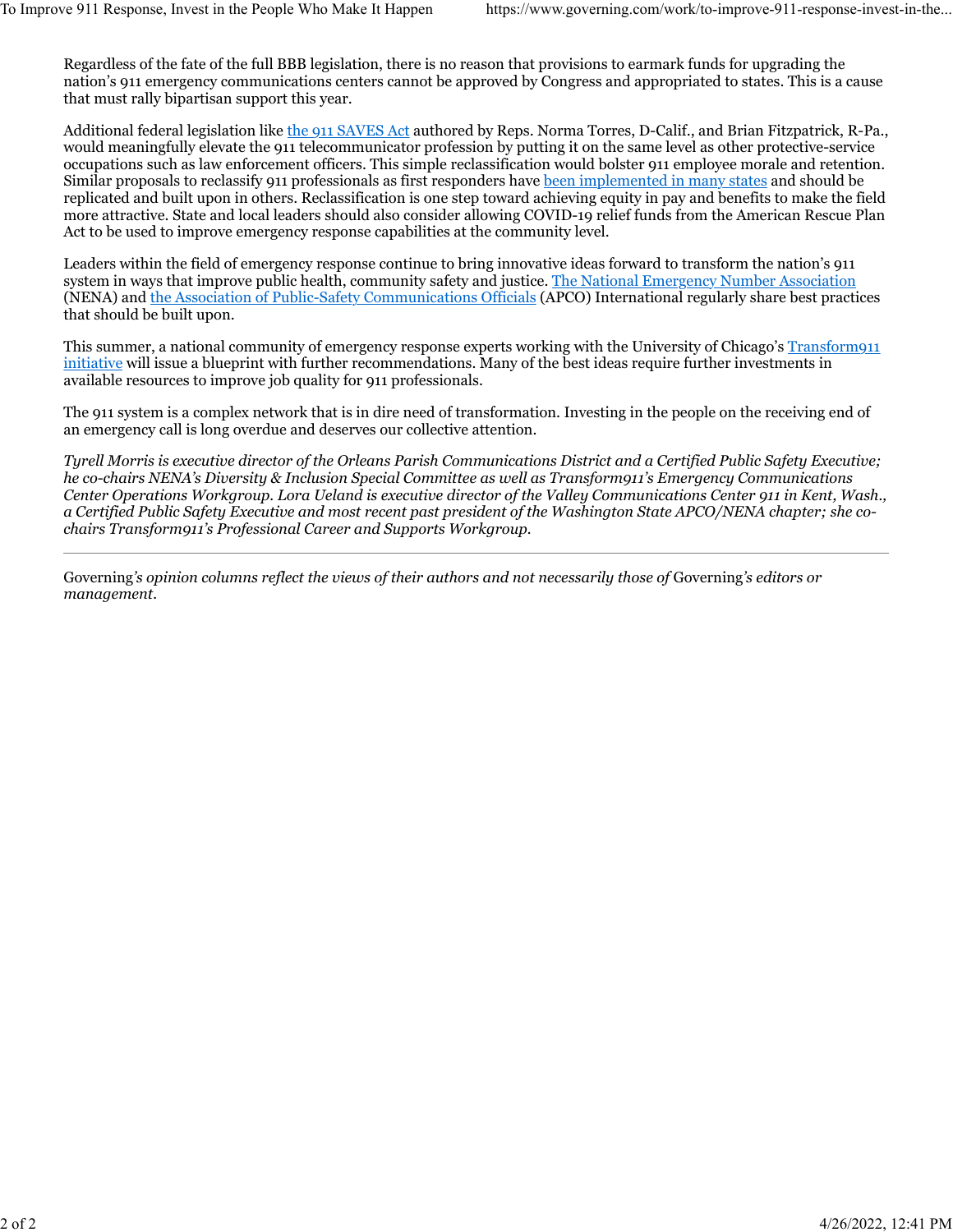Regardless of the fate of the full BBB legislation, there is no reason that provisions to earmark funds for upgrading the nation's 911 emergency communications centers cannot be approved by Congress and appropriated to states. This is a cause that must rally bipartisan support this year.

Additional federal legislation like the 911 SAVES Act authored by Reps. Norma Torres, D-Calif., and Brian Fitzpatrick, R-Pa., would meaningfully elevate the 911 telecommunicator profession by putting it on the same level as other protective-service occupations such as law enforcement officers. This simple reclassification would bolster 911 employee morale and retention. Similar proposals to reclassify 911 professionals as first responders have been implemented in many states and should be replicated and built upon in others. Reclassification is one step toward achieving equity in pay and benefits to make the field more attractive. State and local leaders should also consider allowing COVID-19 relief funds from the American Rescue Plan Act to be used to improve emergency response capabilities at the community level.

Leaders within the field of emergency response continue to bring innovative ideas forward to transform the nation's 911 system in ways that improve public health, community safety and justice. The National Emergency Number Association (NENA) and the Association of Public-Safety Communications Officials (APCO) International regularly share best practices that should be built upon.

This summer, a national community of emergency response experts working with the University of Chicago's Transform911 initiative will issue a blueprint with further recommendations. Many of the best ideas require further investments in available resources to improve job quality for 911 professionals.

The 911 system is a complex network that is in dire need of transformation. Investing in the people on the receiving end of an emergency call is long overdue and deserves our collective attention.

*Tyrell Morris is executive director of the Orleans Parish Communications District and a Certified Public Safety Executive; he co-chairs NENA's Diversity & Inclusion Special Committee as well as Transform911's Emergency Communications Center Operations Workgroup. Lora Ueland is executive director of the Valley Communications Center 911 in Kent, Wash., a Certified Public Safety Executive and most recent past president of the Washington State APCO/NENA chapter; she co-chairs Transform911's Professional Career and Supports Workgroup.*

---

Governing*'s opinion columns reflect the views of their authors and not necessarily those of* Governing*'s editors or management.*